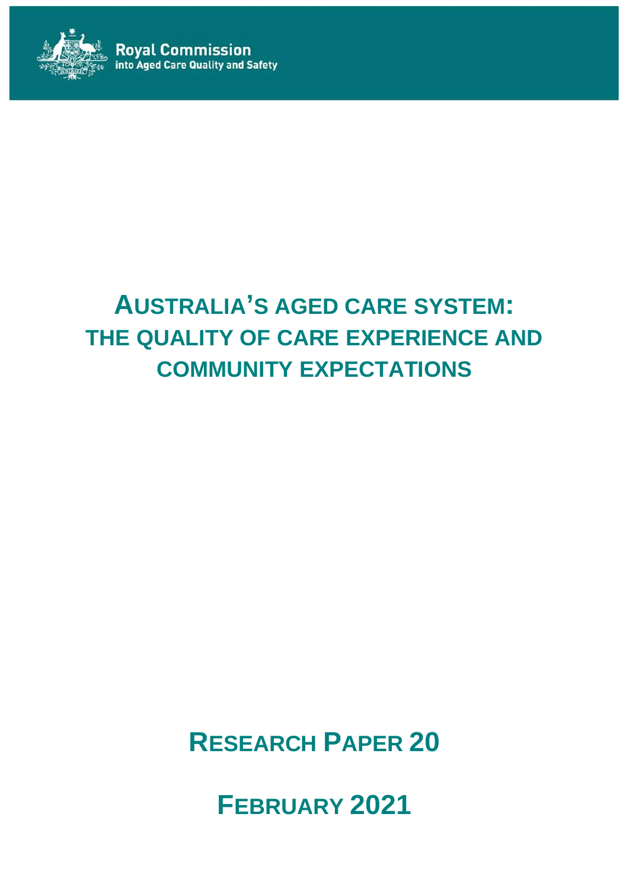Royal Commission
into Aged Care Quality and Safety

# AUSTRALIA'S AGED CARE SYSTEM: THE QUALITY OF CARE EXPERIENCE AND COMMUNITY EXPECTATIONS

## RESEARCH PAPER 20

## FEBRUARY 2021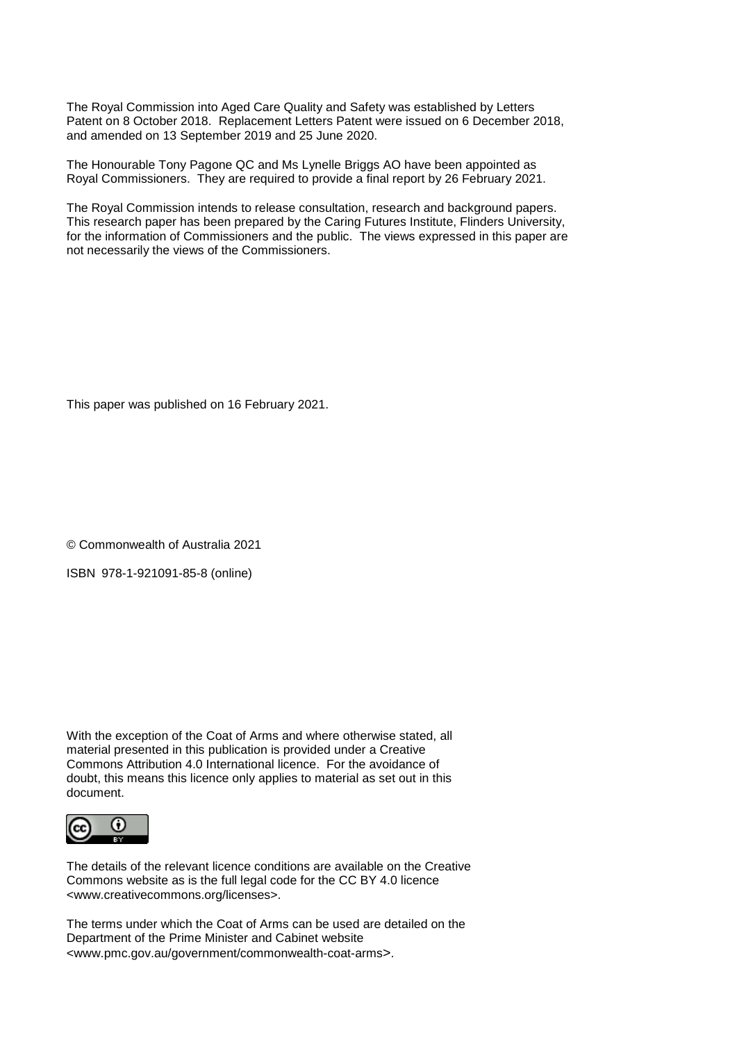The Royal Commission into Aged Care Quality and Safety was established by Letters Patent on 8 October 2018. Replacement Letters Patent were issued on 6 December 2018, and amended on 13 September 2019 and 25 June 2020.

The Honourable Tony Pagone QC and Ms Lynelle Briggs AO have been appointed as Royal Commissioners. They are required to provide a final report by 26 February 2021.

The Royal Commission intends to release consultation, research and background papers. This research paper has been prepared by the Caring Futures Institute, Flinders University, for the information of Commissioners and the public. The views expressed in this paper are not necessarily the views of the Commissioners.

This paper was published on 16 February 2021.

© Commonwealth of Australia 2021

ISBN 978-1-921091-85-8 (online)

With the exception of the Coat of Arms and where otherwise stated, all material presented in this publication is provided under a Creative Commons Attribution 4.0 International licence. For the avoidance of doubt, this means this licence only applies to material as set out in this document.

The details of the relevant licence conditions are available on the Creative Commons website as is the full legal code for the CC BY 4.0 licence <www.creativecommons.org/licenses>.

The terms under which the Coat of Arms can be used are detailed on the Department of the Prime Minister and Cabinet website <www.pmc.gov.au/government/commonwealth-coat-arms>.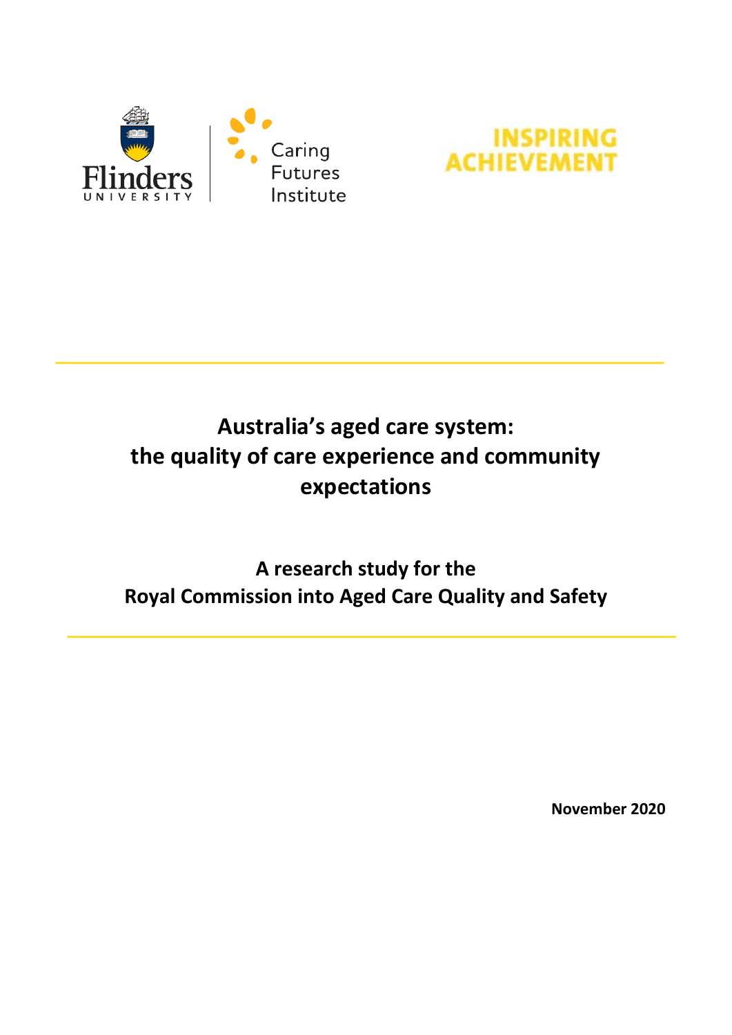Flinders UNIVERSITY | Caring Futures Institute

INSPIRING ACHIEVEMENT

# Australia's aged care system: the quality of care experience and community expectations

## A research study for the Royal Commission into Aged Care Quality and Safety

**November 2020**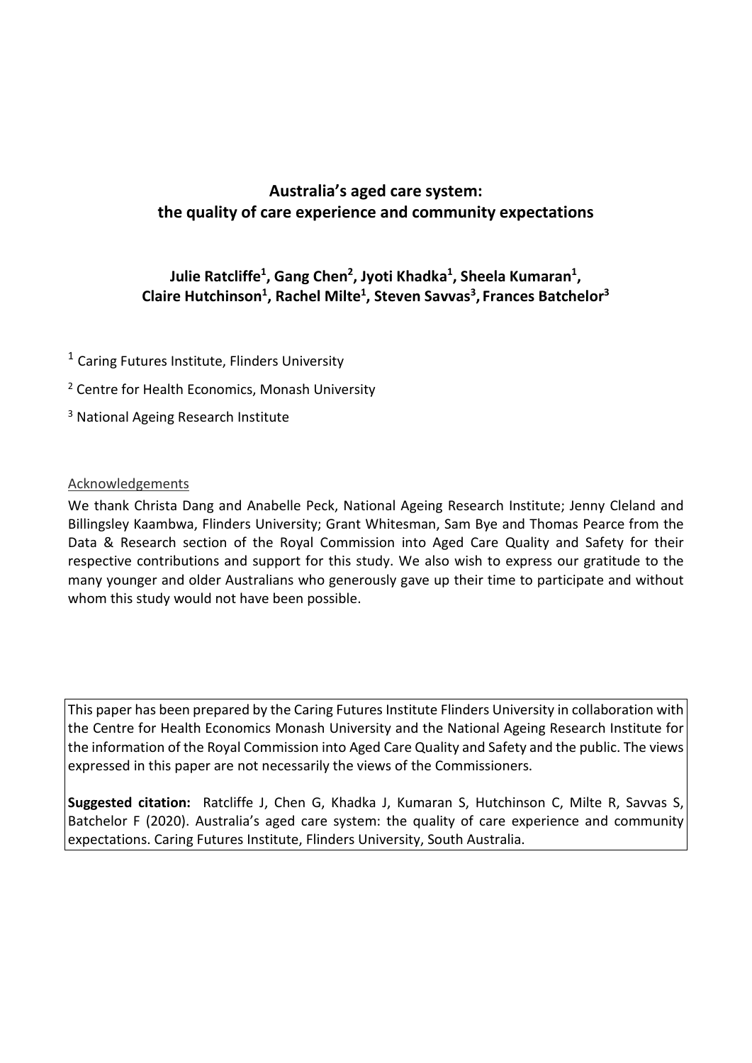# Australia's aged care system: the quality of care experience and community expectations

**Julie Ratcliffe[1], Gang Chen[2], Jyoti Khadka[1], Sheela Kumaran[1], Claire Hutchinson[1], Rachel Milte[1], Steven Savvas[3], Frances Batchelor[3]**

[1] Caring Futures Institute, Flinders University

[2] Centre for Health Economics, Monash University

[3] National Ageing Research Institute

Acknowledgements

We thank Christa Dang and Anabelle Peck, National Ageing Research Institute; Jenny Cleland and Billingsley Kaambwa, Flinders University; Grant Whitesman, Sam Bye and Thomas Pearce from the Data & Research section of the Royal Commission into Aged Care Quality and Safety for their respective contributions and support for this study. We also wish to express our gratitude to the many younger and older Australians who generously gave up their time to participate and without whom this study would not have been possible.

This paper has been prepared by the Caring Futures Institute Flinders University in collaboration with the Centre for Health Economics Monash University and the National Ageing Research Institute for the information of the Royal Commission into Aged Care Quality and Safety and the public. The views expressed in this paper are not necessarily the views of the Commissioners.

**Suggested citation:** Ratcliffe J, Chen G, Khadka J, Kumaran S, Hutchinson C, Milte R, Savvas S, Batchelor F (2020). Australia's aged care system: the quality of care experience and community expectations. Caring Futures Institute, Flinders University, South Australia.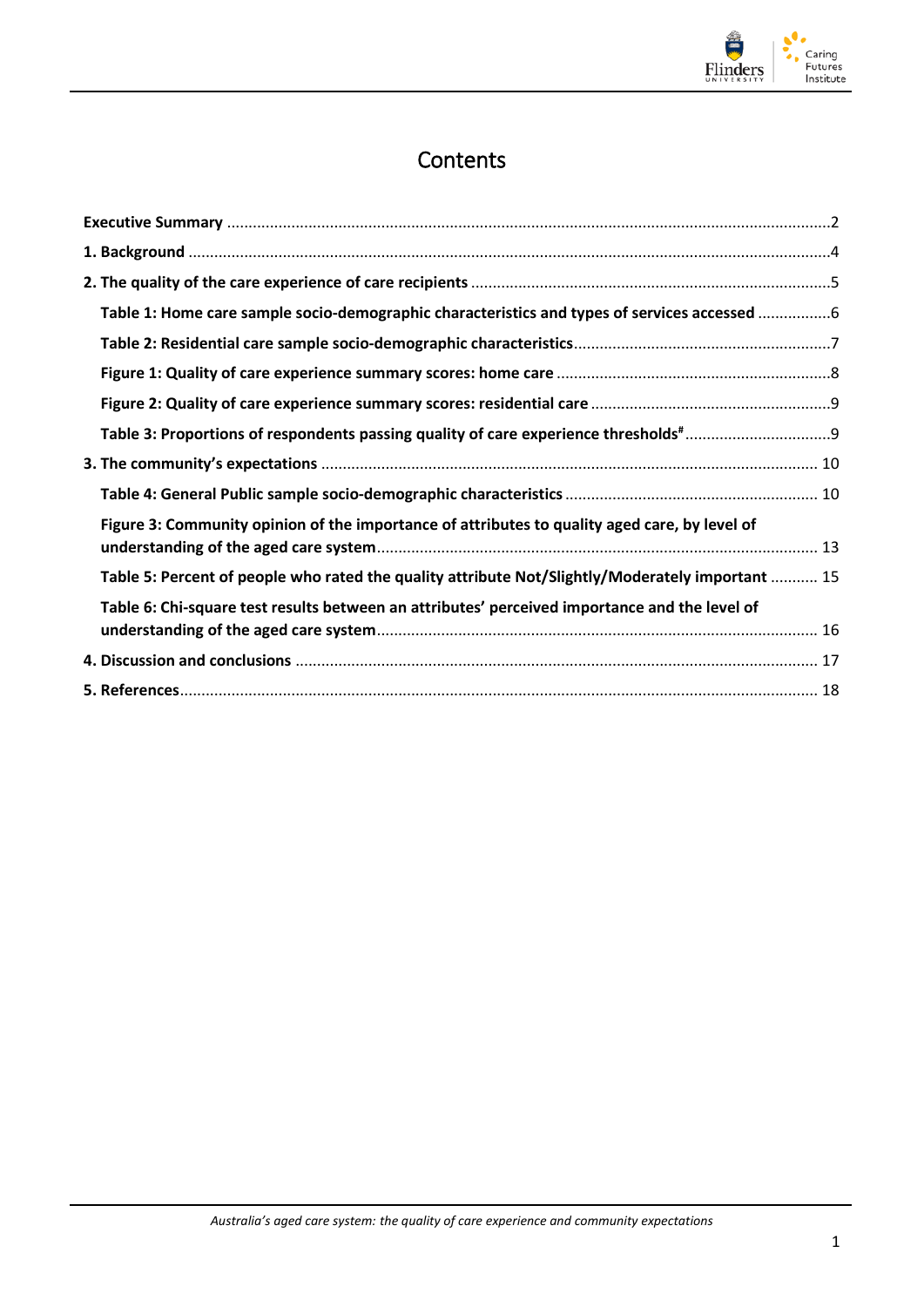# Contents

**Executive Summary** ........................................................................................2

**1. Background** ........................................................................................4

**2. The quality of the care experience of care recipients** ........................................................................................5

- **Table 1: Home care sample socio-demographic characteristics and types of services accessed** ........................................................................................6
- **Table 2: Residential care sample socio-demographic characteristics** ........................................................................................7
- **Figure 1: Quality of care experience summary scores: home care** ........................................................................................8
- **Figure 2: Quality of care experience summary scores: residential care** ........................................................................................9
- **Table 3: Proportions of respondents passing quality of care experience thresholds#** ........................................................................................9

**3. The community's expectations** ........................................................................................10

- **Table 4: General Public sample socio-demographic characteristics** ........................................................................................10
- **Figure 3: Community opinion of the importance of attributes to quality aged care, by level of understanding of the aged care system** ........................................................................................13
- **Table 5: Percent of people who rated the quality attribute Not/Slightly/Moderately important** ........................................................................................15
- **Table 6: Chi-square test results between an attributes' perceived importance and the level of understanding of the aged care system** ........................................................................................16

**4. Discussion and conclusions** ........................................................................................17

**5. References** ........................................................................................18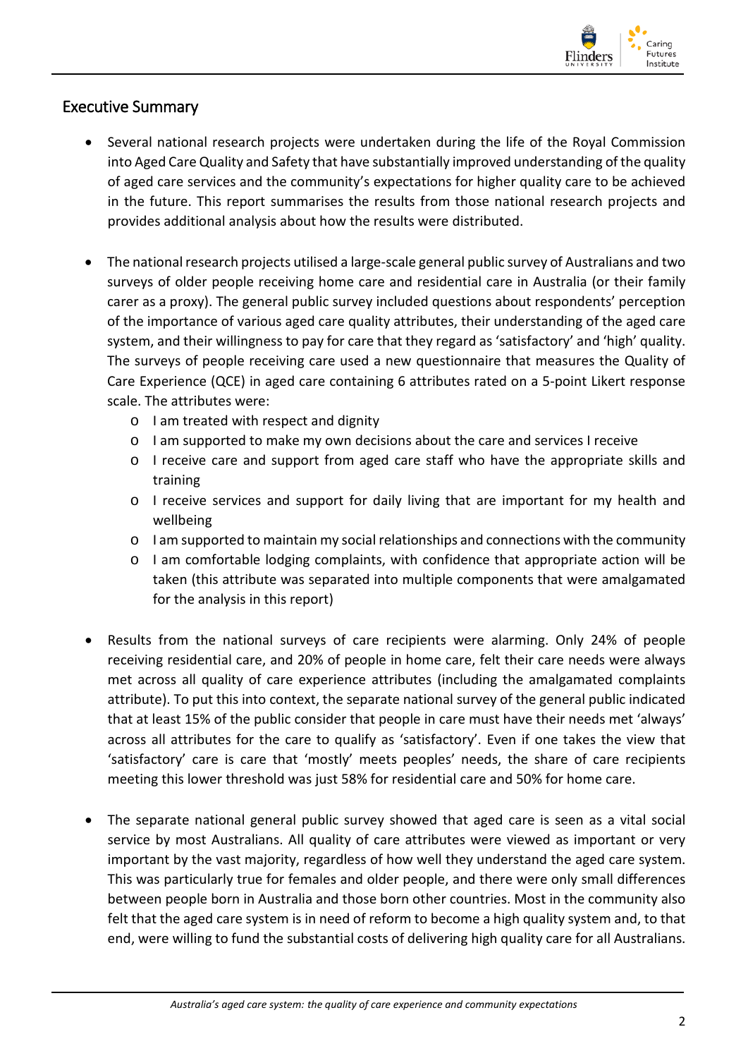## Executive Summary

- Several national research projects were undertaken during the life of the Royal Commission into Aged Care Quality and Safety that have substantially improved understanding of the quality of aged care services and the community's expectations for higher quality care to be achieved in the future. This report summarises the results from those national research projects and provides additional analysis about how the results were distributed.

- The national research projects utilised a large-scale general public survey of Australians and two surveys of older people receiving home care and residential care in Australia (or their family carer as a proxy). The general public survey included questions about respondents' perception of the importance of various aged care quality attributes, their understanding of the aged care system, and their willingness to pay for care that they regard as 'satisfactory' and 'high' quality. The surveys of people receiving care used a new questionnaire that measures the Quality of Care Experience (QCE) in aged care containing 6 attributes rated on a 5-point Likert response scale. The attributes were:
  - I am treated with respect and dignity
  - I am supported to make my own decisions about the care and services I receive
  - I receive care and support from aged care staff who have the appropriate skills and training
  - I receive services and support for daily living that are important for my health and wellbeing
  - I am supported to maintain my social relationships and connections with the community
  - I am comfortable lodging complaints, with confidence that appropriate action will be taken (this attribute was separated into multiple components that were amalgamated for the analysis in this report)

- Results from the national surveys of care recipients were alarming. Only 24% of people receiving residential care, and 20% of people in home care, felt their care needs were always met across all quality of care experience attributes (including the amalgamated complaints attribute). To put this into context, the separate national survey of the general public indicated that at least 15% of the public consider that people in care must have their needs met 'always' across all attributes for the care to qualify as 'satisfactory'. Even if one takes the view that 'satisfactory' care is care that 'mostly' meets peoples' needs, the share of care recipients meeting this lower threshold was just 58% for residential care and 50% for home care.

- The separate national general public survey showed that aged care is seen as a vital social service by most Australians. All quality of care attributes were viewed as important or very important by the vast majority, regardless of how well they understand the aged care system. This was particularly true for females and older people, and there were only small differences between people born in Australia and those born other countries. Most in the community also felt that the aged care system is in need of reform to become a high quality system and, to that end, were willing to fund the substantial costs of delivering high quality care for all Australians.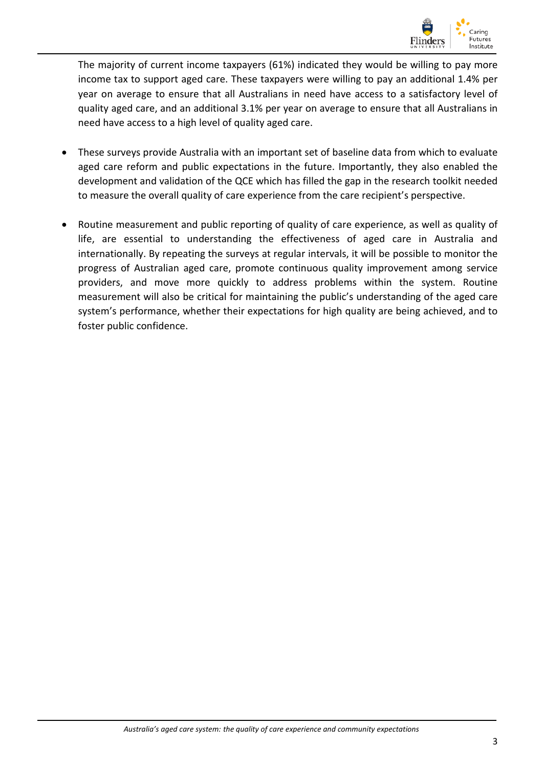The majority of current income taxpayers (61%) indicated they would be willing to pay more income tax to support aged care. These taxpayers were willing to pay an additional 1.4% per year on average to ensure that all Australians in need have access to a satisfactory level of quality aged care, and an additional 3.1% per year on average to ensure that all Australians in need have access to a high level of quality aged care.

- These surveys provide Australia with an important set of baseline data from which to evaluate aged care reform and public expectations in the future. Importantly, they also enabled the development and validation of the QCE which has filled the gap in the research toolkit needed to measure the overall quality of care experience from the care recipient's perspective.

- Routine measurement and public reporting of quality of care experience, as well as quality of life, are essential to understanding the effectiveness of aged care in Australia and internationally. By repeating the surveys at regular intervals, it will be possible to monitor the progress of Australian aged care, promote continuous quality improvement among service providers, and move more quickly to address problems within the system. Routine measurement will also be critical for maintaining the public's understanding of the aged care system's performance, whether their expectations for high quality are being achieved, and to foster public confidence.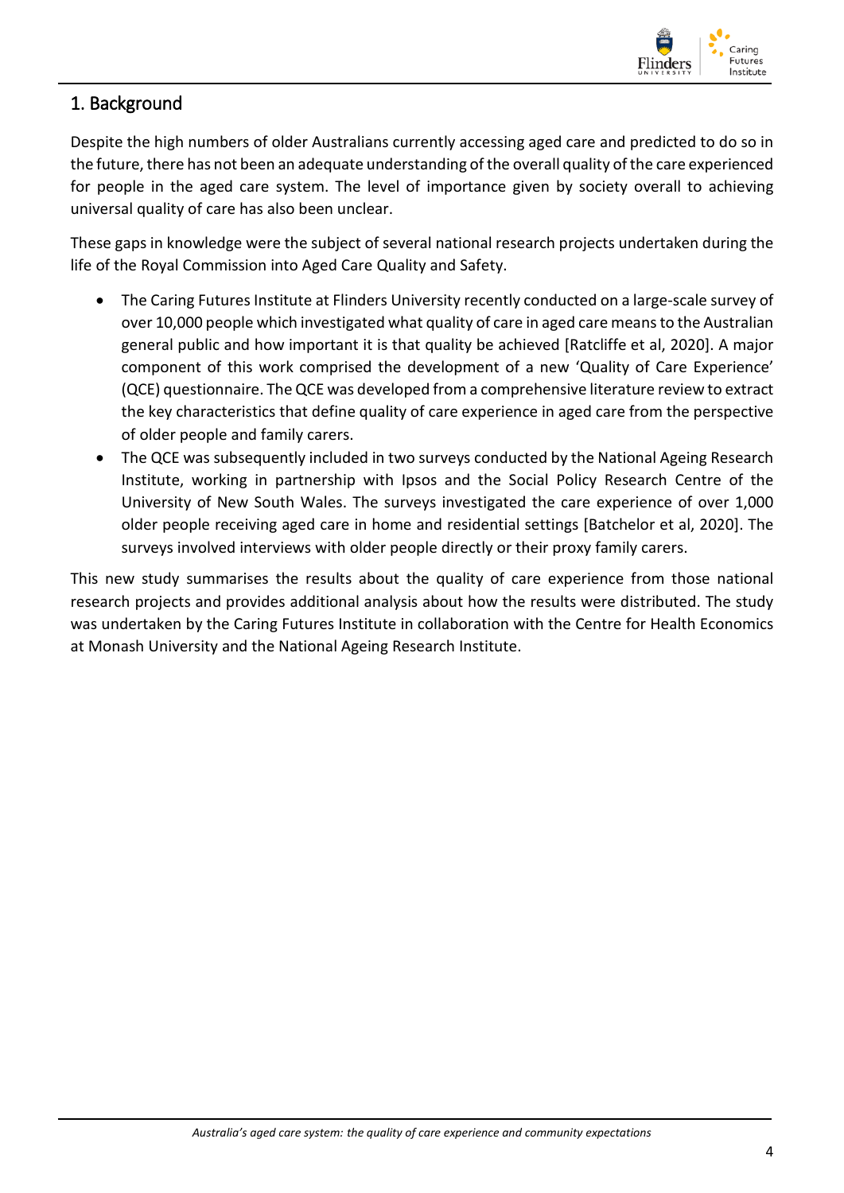## 1. Background

Despite the high numbers of older Australians currently accessing aged care and predicted to do so in the future, there has not been an adequate understanding of the overall quality of the care experienced for people in the aged care system. The level of importance given by society overall to achieving universal quality of care has also been unclear.

These gaps in knowledge were the subject of several national research projects undertaken during the life of the Royal Commission into Aged Care Quality and Safety.

- The Caring Futures Institute at Flinders University recently conducted on a large-scale survey of over 10,000 people which investigated what quality of care in aged care means to the Australian general public and how important it is that quality be achieved [Ratcliffe et al, 2020]. A major component of this work comprised the development of a new 'Quality of Care Experience' (QCE) questionnaire. The QCE was developed from a comprehensive literature review to extract the key characteristics that define quality of care experience in aged care from the perspective of older people and family carers.
- The QCE was subsequently included in two surveys conducted by the National Ageing Research Institute, working in partnership with Ipsos and the Social Policy Research Centre of the University of New South Wales. The surveys investigated the care experience of over 1,000 older people receiving aged care in home and residential settings [Batchelor et al, 2020]. The surveys involved interviews with older people directly or their proxy family carers.

This new study summarises the results about the quality of care experience from those national research projects and provides additional analysis about how the results were distributed. The study was undertaken by the Caring Futures Institute in collaboration with the Centre for Health Economics at Monash University and the National Ageing Research Institute.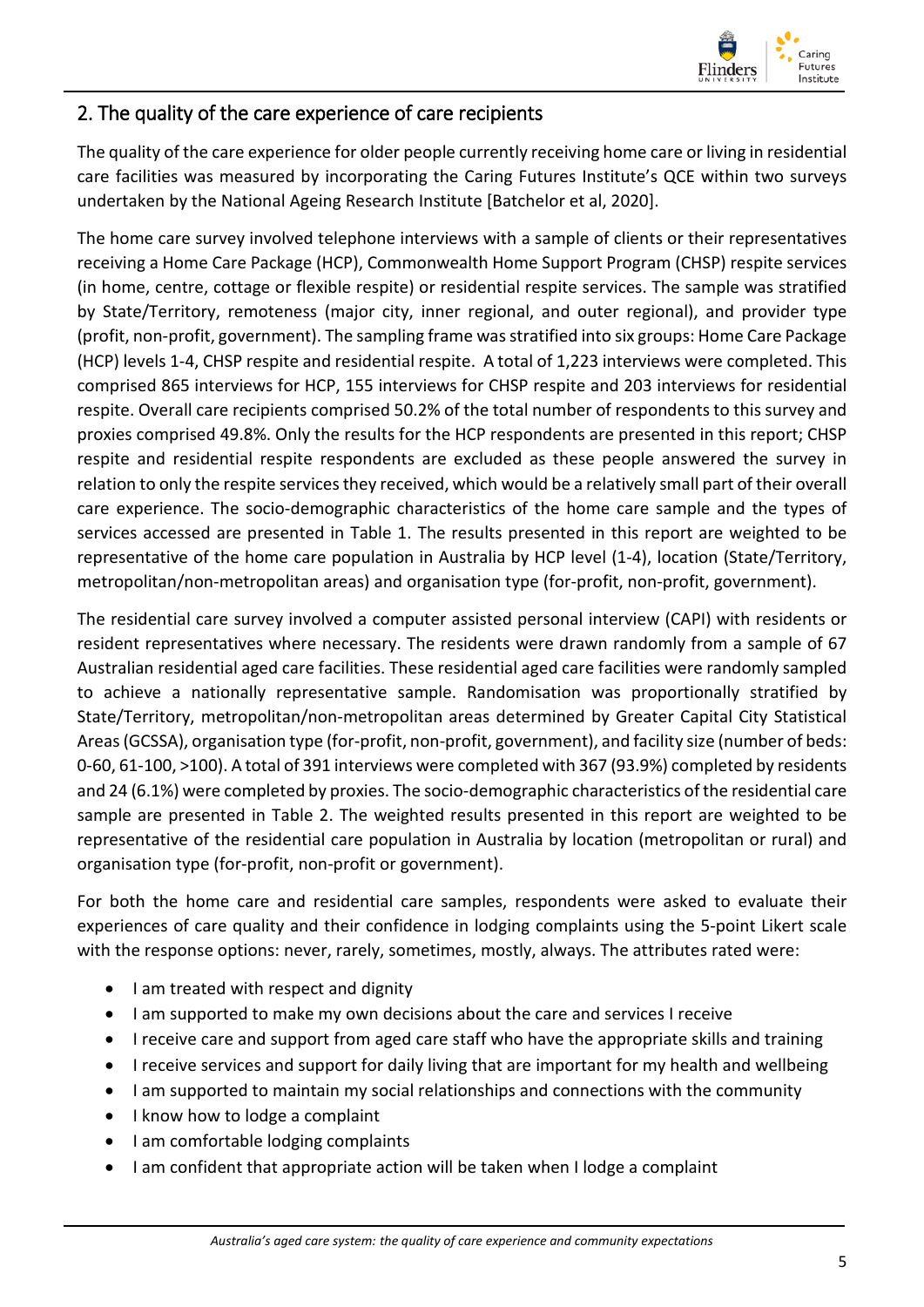## 2. The quality of the care experience of care recipients

The quality of the care experience for older people currently receiving home care or living in residential care facilities was measured by incorporating the Caring Futures Institute's QCE within two surveys undertaken by the National Ageing Research Institute [Batchelor et al, 2020].

The home care survey involved telephone interviews with a sample of clients or their representatives receiving a Home Care Package (HCP), Commonwealth Home Support Program (CHSP) respite services (in home, centre, cottage or flexible respite) or residential respite services. The sample was stratified by State/Territory, remoteness (major city, inner regional, and outer regional), and provider type (profit, non-profit, government). The sampling frame was stratified into six groups: Home Care Package (HCP) levels 1-4, CHSP respite and residential respite. A total of 1,223 interviews were completed. This comprised 865 interviews for HCP, 155 interviews for CHSP respite and 203 interviews for residential respite. Overall care recipients comprised 50.2% of the total number of respondents to this survey and proxies comprised 49.8%. Only the results for the HCP respondents are presented in this report; CHSP respite and residential respite respondents are excluded as these people answered the survey in relation to only the respite services they received, which would be a relatively small part of their overall care experience. The socio-demographic characteristics of the home care sample and the types of services accessed are presented in Table 1. The results presented in this report are weighted to be representative of the home care population in Australia by HCP level (1-4), location (State/Territory, metropolitan/non-metropolitan areas) and organisation type (for-profit, non-profit, government).

The residential care survey involved a computer assisted personal interview (CAPI) with residents or resident representatives where necessary. The residents were drawn randomly from a sample of 67 Australian residential aged care facilities. These residential aged care facilities were randomly sampled to achieve a nationally representative sample. Randomisation was proportionally stratified by State/Territory, metropolitan/non-metropolitan areas determined by Greater Capital City Statistical Areas (GCSSA), organisation type (for-profit, non-profit, government), and facility size (number of beds: 0-60, 61-100, >100). A total of 391 interviews were completed with 367 (93.9%) completed by residents and 24 (6.1%) were completed by proxies. The socio-demographic characteristics of the residential care sample are presented in Table 2. The weighted results presented in this report are weighted to be representative of the residential care population in Australia by location (metropolitan or rural) and organisation type (for-profit, non-profit or government).

For both the home care and residential care samples, respondents were asked to evaluate their experiences of care quality and their confidence in lodging complaints using the 5-point Likert scale with the response options: never, rarely, sometimes, mostly, always. The attributes rated were:

- I am treated with respect and dignity
- I am supported to make my own decisions about the care and services I receive
- I receive care and support from aged care staff who have the appropriate skills and training
- I receive services and support for daily living that are important for my health and wellbeing
- I am supported to maintain my social relationships and connections with the community
- I know how to lodge a complaint
- I am comfortable lodging complaints
- I am confident that appropriate action will be taken when I lodge a complaint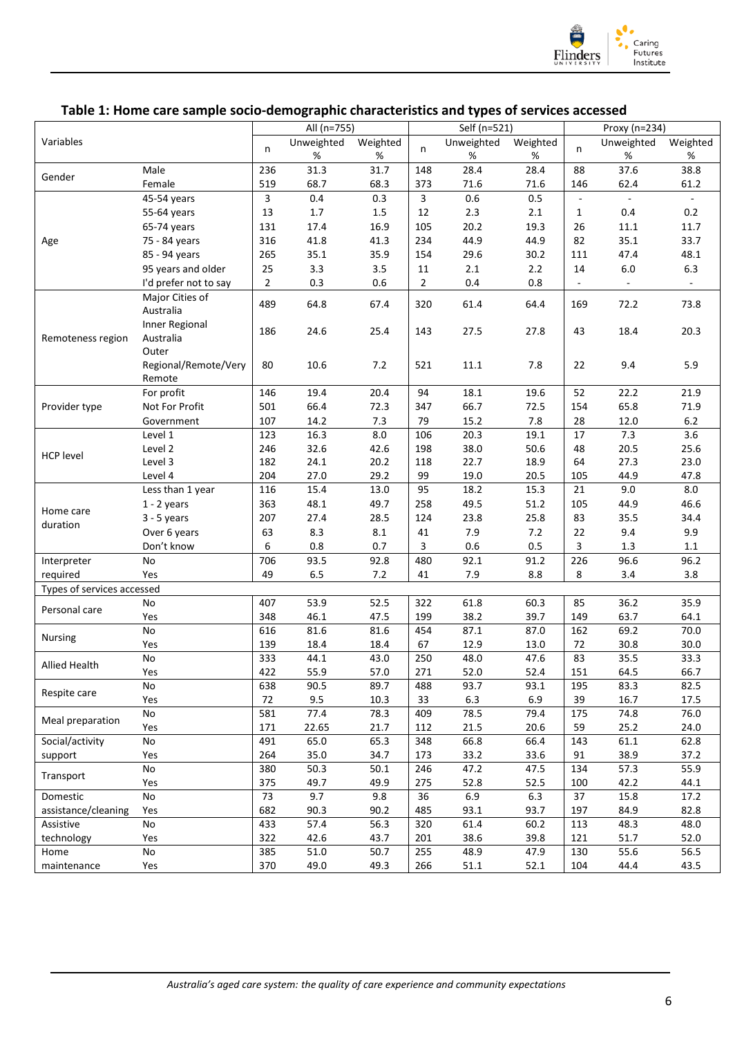## Table 1: Home care sample socio-demographic characteristics and types of services accessed

| Variables | | All (n=755) | | | Self (n=521) | | | Proxy (n=234) | | |
|---|---|---|---|---|---|---|---|---|---|---|
| | | n | Unweighted % | Weighted % | n | Unweighted % | Weighted % | n | Unweighted % | Weighted % |
| Gender | Male | 236 | 31.3 | 31.7 | 148 | 28.4 | 28.4 | 88 | 37.6 | 38.8 |
| | Female | 519 | 68.7 | 68.3 | 373 | 71.6 | 71.6 | 146 | 62.4 | 61.2 |
| Age | 45-54 years | 3 | 0.4 | 0.3 | 3 | 0.6 | 0.5 | - | - | - |
| | 55-64 years | 13 | 1.7 | 1.5 | 12 | 2.3 | 2.1 | 1 | 0.4 | 0.2 |
| | 65-74 years | 131 | 17.4 | 16.9 | 105 | 20.2 | 19.3 | 26 | 11.1 | 11.7 |
| | 75 - 84 years | 316 | 41.8 | 41.3 | 234 | 44.9 | 44.9 | 82 | 35.1 | 33.7 |
| | 85 - 94 years | 265 | 35.1 | 35.9 | 154 | 29.6 | 30.2 | 111 | 47.4 | 48.1 |
| | 95 years and older | 25 | 3.3 | 3.5 | 11 | 2.1 | 2.2 | 14 | 6.0 | 6.3 |
| | I'd prefer not to say | 2 | 0.3 | 0.6 | 2 | 0.4 | 0.8 | - | - | - |
| Remoteness region | Major Cities of Australia | 489 | 64.8 | 67.4 | 320 | 61.4 | 64.4 | 169 | 72.2 | 73.8 |
| | Inner Regional Australia | 186 | 24.6 | 25.4 | 143 | 27.5 | 27.8 | 43 | 18.4 | 20.3 |
| | Outer Regional/Remote/Very Remote | 80 | 10.6 | 7.2 | 521 | 11.1 | 7.8 | 22 | 9.4 | 5.9 |
| Provider type | For profit | 146 | 19.4 | 20.4 | 94 | 18.1 | 19.6 | 52 | 22.2 | 21.9 |
| | Not For Profit | 501 | 66.4 | 72.3 | 347 | 66.7 | 72.5 | 154 | 65.8 | 71.9 |
| | Government | 107 | 14.2 | 7.3 | 79 | 15.2 | 7.8 | 28 | 12.0 | 6.2 |
| HCP level | Level 1 | 123 | 16.3 | 8.0 | 106 | 20.3 | 19.1 | 17 | 7.3 | 3.6 |
| | Level 2 | 246 | 32.6 | 42.6 | 198 | 38.0 | 50.6 | 48 | 20.5 | 25.6 |
| | Level 3 | 182 | 24.1 | 20.2 | 118 | 22.7 | 18.9 | 64 | 27.3 | 23.0 |
| | Level 4 | 204 | 27.0 | 29.2 | 99 | 19.0 | 20.5 | 105 | 44.9 | 47.8 |
| Home care duration | Less than 1 year | 116 | 15.4 | 13.0 | 95 | 18.2 | 15.3 | 21 | 9.0 | 8.0 |
| | 1 - 2 years | 363 | 48.1 | 49.7 | 258 | 49.5 | 51.2 | 105 | 44.9 | 46.6 |
| | 3 - 5 years | 207 | 27.4 | 28.5 | 124 | 23.8 | 25.8 | 83 | 35.5 | 34.4 |
| | Over 6 years | 63 | 8.3 | 8.1 | 41 | 7.9 | 7.2 | 22 | 9.4 | 9.9 |
| | Don't know | 6 | 0.8 | 0.7 | 3 | 0.6 | 0.5 | 3 | 1.3 | 1.1 |
| Interpreter required | No | 706 | 93.5 | 92.8 | 480 | 92.1 | 91.2 | 226 | 96.6 | 96.2 |
| | Yes | 49 | 6.5 | 7.2 | 41 | 7.9 | 8.8 | 8 | 3.4 | 3.8 |
| Types of services accessed | | | | | | | | | | |
| Personal care | No | 407 | 53.9 | 52.5 | 322 | 61.8 | 60.3 | 85 | 36.2 | 35.9 |
| | Yes | 348 | 46.1 | 47.5 | 199 | 38.2 | 39.7 | 149 | 63.7 | 64.1 |
| Nursing | No | 616 | 81.6 | 81.6 | 454 | 87.1 | 87.0 | 162 | 69.2 | 70.0 |
| | Yes | 139 | 18.4 | 18.4 | 67 | 12.9 | 13.0 | 72 | 30.8 | 30.0 |
| Allied Health | No | 333 | 44.1 | 43.0 | 250 | 48.0 | 47.6 | 83 | 35.5 | 33.3 |
| | Yes | 422 | 55.9 | 57.0 | 271 | 52.0 | 52.4 | 151 | 64.5 | 66.7 |
| Respite care | No | 638 | 90.5 | 89.7 | 488 | 93.7 | 93.1 | 195 | 83.3 | 82.5 |
| | Yes | 72 | 9.5 | 10.3 | 33 | 6.3 | 6.9 | 39 | 16.7 | 17.5 |
| Meal preparation | No | 581 | 77.4 | 78.3 | 409 | 78.5 | 79.4 | 175 | 74.8 | 76.0 |
| | Yes | 171 | 22.65 | 21.7 | 112 | 21.5 | 20.6 | 59 | 25.2 | 24.0 |
| Social/activity support | No | 491 | 65.0 | 65.3 | 348 | 66.8 | 66.4 | 143 | 61.1 | 62.8 |
| | Yes | 264 | 35.0 | 34.7 | 173 | 33.2 | 33.6 | 91 | 38.9 | 37.2 |
| Transport | No | 380 | 50.3 | 50.1 | 246 | 47.2 | 47.5 | 134 | 57.3 | 55.9 |
| | Yes | 375 | 49.7 | 49.9 | 275 | 52.8 | 52.5 | 100 | 42.2 | 44.1 |
| Domestic assistance/cleaning | No | 73 | 9.7 | 9.8 | 36 | 6.9 | 6.3 | 37 | 15.8 | 17.2 |
| | Yes | 682 | 90.3 | 90.2 | 485 | 93.1 | 93.7 | 197 | 84.9 | 82.8 |
| Assistive technology | No | 433 | 57.4 | 56.3 | 320 | 61.4 | 60.2 | 113 | 48.3 | 48.0 |
| | Yes | 322 | 42.6 | 43.7 | 201 | 38.6 | 39.8 | 121 | 51.7 | 52.0 |
| Home maintenance | No | 385 | 51.0 | 50.7 | 255 | 48.9 | 47.9 | 130 | 55.6 | 56.5 |
| | Yes | 370 | 49.0 | 49.3 | 266 | 51.1 | 52.1 | 104 | 44.4 | 43.5 |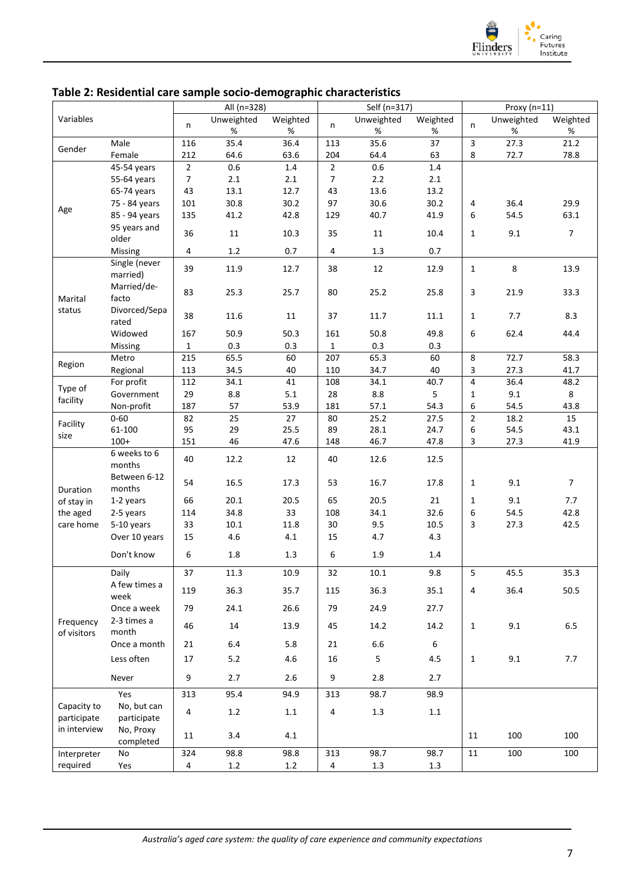## Table 2: Residential care sample socio-demographic characteristics

| Variables | | All (n=328) | | | Self (n=317) | | | Proxy (n=11) | | |
|---|---|---|---|---|---|---|---|---|---|---|
| | | n | Unweighted % | Weighted % | n | Unweighted % | Weighted % | n | Unweighted % | Weighted % |
| Gender | Male | 116 | 35.4 | 36.4 | 113 | 35.6 | 37 | 3 | 27.3 | 21.2 |
| | Female | 212 | 64.6 | 63.6 | 204 | 64.4 | 63 | 8 | 72.7 | 78.8 |
| Age | 45-54 years | 2 | 0.6 | 1.4 | 2 | 0.6 | 1.4 | | | |
| | 55-64 years | 7 | 2.1 | 2.1 | 7 | 2.2 | 2.1 | | | |
| | 65-74 years | 43 | 13.1 | 12.7 | 43 | 13.6 | 13.2 | | | |
| | 75 - 84 years | 101 | 30.8 | 30.2 | 97 | 30.6 | 30.2 | 4 | 36.4 | 29.9 |
| | 85 - 94 years | 135 | 41.2 | 42.8 | 129 | 40.7 | 41.9 | 6 | 54.5 | 63.1 |
| | 95 years and older | 36 | 11 | 10.3 | 35 | 11 | 10.4 | 1 | 9.1 | 7 |
| | Missing | 4 | 1.2 | 0.7 | 4 | 1.3 | 0.7 | | | |
| Marital status | Single (never married) | 39 | 11.9 | 12.7 | 38 | 12 | 12.9 | 1 | 8 | 13.9 |
| | Married/de-facto | 83 | 25.3 | 25.7 | 80 | 25.2 | 25.8 | 3 | 21.9 | 33.3 |
| | Divorced/Separated | 38 | 11.6 | 11 | 37 | 11.7 | 11.1 | 1 | 7.7 | 8.3 |
| | Widowed | 167 | 50.9 | 50.3 | 161 | 50.8 | 49.8 | 6 | 62.4 | 44.4 |
| | Missing | 1 | 0.3 | 0.3 | 1 | 0.3 | 0.3 | | | |
| Region | Metro | 215 | 65.5 | 60 | 207 | 65.3 | 60 | 8 | 72.7 | 58.3 |
| | Regional | 113 | 34.5 | 40 | 110 | 34.7 | 40 | 3 | 27.3 | 41.7 |
| Type of facility | For profit | 112 | 34.1 | 41 | 108 | 34.1 | 40.7 | 4 | 36.4 | 48.2 |
| | Government | 29 | 8.8 | 5.1 | 28 | 8.8 | 5 | 1 | 9.1 | 8 |
| | Non-profit | 187 | 57 | 53.9 | 181 | 57.1 | 54.3 | 6 | 54.5 | 43.8 |
| Facility size | 0-60 | 82 | 25 | 27 | 80 | 25.2 | 27.5 | 2 | 18.2 | 15 |
| | 61-100 | 95 | 29 | 25.5 | 89 | 28.1 | 24.7 | 6 | 54.5 | 43.1 |
| | 100+ | 151 | 46 | 47.6 | 148 | 46.7 | 47.8 | 3 | 27.3 | 41.9 |
| Duration of stay in the aged care home | 6 weeks to 6 months | 40 | 12.2 | 12 | 40 | 12.6 | 12.5 | | | |
| | Between 6-12 months | 54 | 16.5 | 17.3 | 53 | 16.7 | 17.8 | 1 | 9.1 | 7 |
| | 1-2 years | 66 | 20.1 | 20.5 | 65 | 20.5 | 21 | 1 | 9.1 | 7.7 |
| | 2-5 years | 114 | 34.8 | 33 | 108 | 34.1 | 32.6 | 6 | 54.5 | 42.8 |
| | 5-10 years | 33 | 10.1 | 11.8 | 30 | 9.5 | 10.5 | 3 | 27.3 | 42.5 |
| | Over 10 years | 15 | 4.6 | 4.1 | 15 | 4.7 | 4.3 | | | |
| | Don't know | 6 | 1.8 | 1.3 | 6 | 1.9 | 1.4 | | | |
| Frequency of visitors | Daily | 37 | 11.3 | 10.9 | 32 | 10.1 | 9.8 | 5 | 45.5 | 35.3 |
| | A few times a week | 119 | 36.3 | 35.7 | 115 | 36.3 | 35.1 | 4 | 36.4 | 50.5 |
| | Once a week | 79 | 24.1 | 26.6 | 79 | 24.9 | 27.7 | | | |
| | 2-3 times a month | 46 | 14 | 13.9 | 45 | 14.2 | 14.2 | 1 | 9.1 | 6.5 |
| | Once a month | 21 | 6.4 | 5.8 | 21 | 6.6 | 6 | | | |
| | Less often | 17 | 5.2 | 4.6 | 16 | 5 | 4.5 | 1 | 9.1 | 7.7 |
| | Never | 9 | 2.7 | 2.6 | 9 | 2.8 | 2.7 | | | |
| Capacity to participate in interview | Yes | 313 | 95.4 | 94.9 | 313 | 98.7 | 98.9 | | | |
| | No, but can participate | 4 | 1.2 | 1.1 | 4 | 1.3 | 1.1 | | | |
| | No, Proxy completed | 11 | 3.4 | 4.1 | | | | 11 | 100 | 100 |
| Interpreter required | No | 324 | 98.8 | 98.8 | 313 | 98.7 | 98.7 | 11 | 100 | 100 |
| | Yes | 4 | 1.2 | 1.2 | 4 | 1.3 | 1.3 | | | |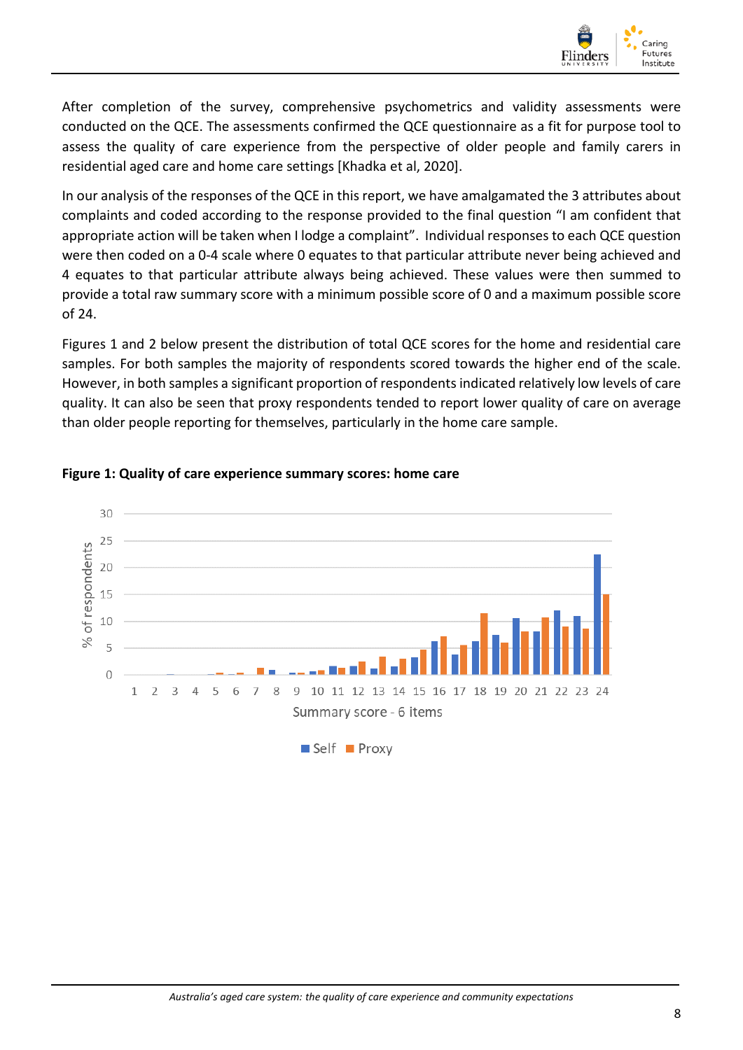After completion of the survey, comprehensive psychometrics and validity assessments were conducted on the QCE. The assessments confirmed the QCE questionnaire as a fit for purpose tool to assess the quality of care experience from the perspective of older people and family carers in residential aged care and home care settings [Khadka et al, 2020].

In our analysis of the responses of the QCE in this report, we have amalgamated the 3 attributes about complaints and coded according to the response provided to the final question "I am confident that appropriate action will be taken when I lodge a complaint". Individual responses to each QCE question were then coded on a 0-4 scale where 0 equates to that particular attribute never being achieved and 4 equates to that particular attribute always being achieved. These values were then summed to provide a total raw summary score with a minimum possible score of 0 and a maximum possible score of 24.

Figures 1 and 2 below present the distribution of total QCE scores for the home and residential care samples. For both samples the majority of respondents scored towards the higher end of the scale. However, in both samples a significant proportion of respondents indicated relatively low levels of care quality. It can also be seen that proxy respondents tended to report lower quality of care on average than older people reporting for themselves, particularly in the home care sample.

**Figure 1: Quality of care experience summary scores: home care**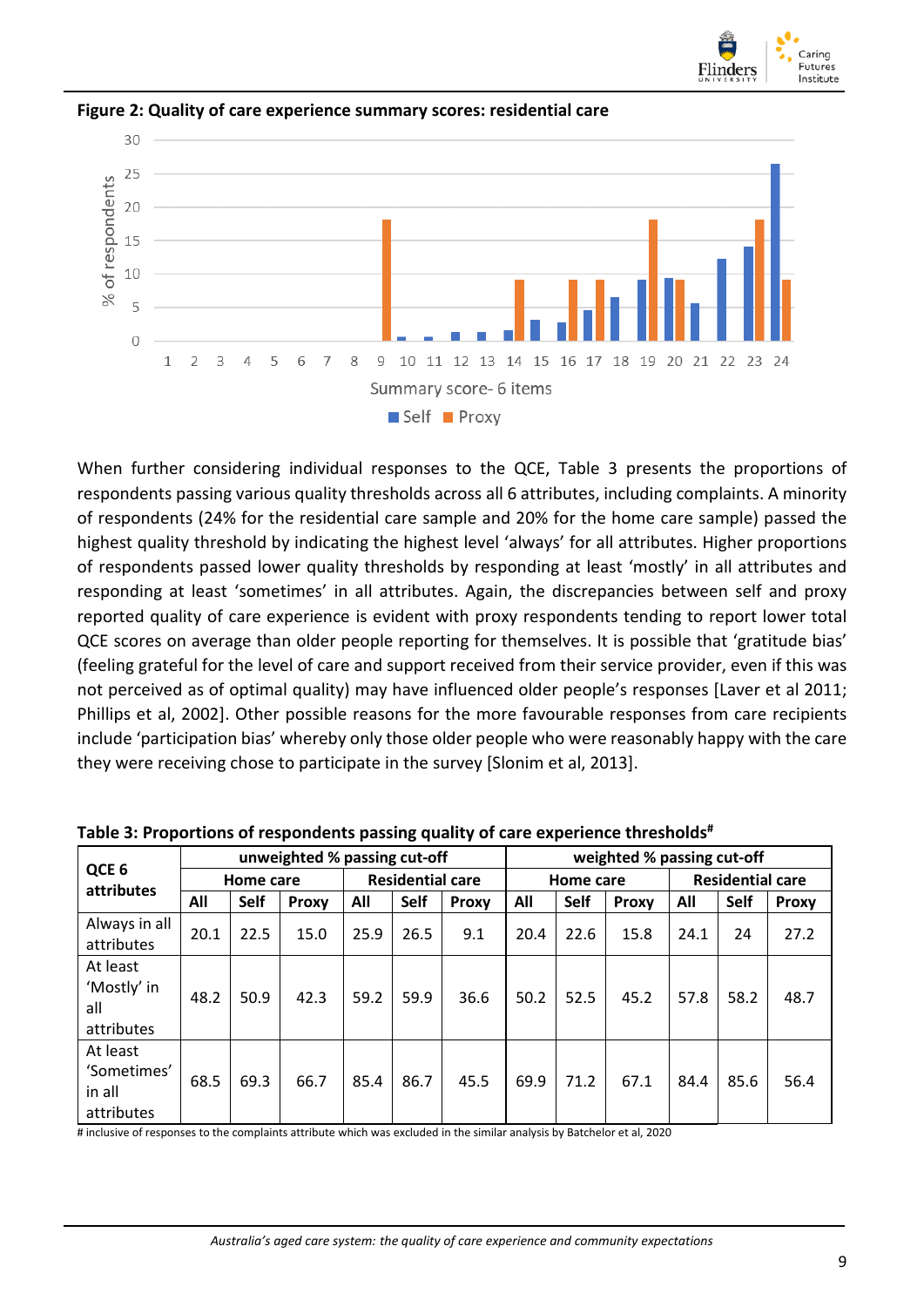**Figure 2: Quality of care experience summary scores: residential care**

When further considering individual responses to the QCE, Table 3 presents the proportions of respondents passing various quality thresholds across all 6 attributes, including complaints. A minority of respondents (24% for the residential care sample and 20% for the home care sample) passed the highest quality threshold by indicating the highest level 'always' for all attributes. Higher proportions of respondents passed lower quality thresholds by responding at least 'mostly' in all attributes and responding at least 'sometimes' in all attributes. Again, the discrepancies between self and proxy reported quality of care experience is evident with proxy respondents tending to report lower total QCE scores on average than older people reporting for themselves. It is possible that 'gratitude bias' (feeling grateful for the level of care and support received from their service provider, even if this was not perceived as of optimal quality) may have influenced older people's responses [Laver et al 2011; Phillips et al, 2002]. Other possible reasons for the more favourable responses from care recipients include 'participation bias' whereby only those older people who were reasonably happy with the care they were receiving chose to participate in the survey [Slonim et al, 2013].

**Table 3: Proportions of respondents passing quality of care experience thresholds#**

| QCE 6 attributes | unweighted % passing cut-off | | | | | | weighted % passing cut-off | | | | | |
|---|---|---|---|---|---|---|---|---|---|---|---|---|
| | Home care | | | Residential care | | | Home care | | | Residential care | | |
| | All | Self | Proxy | All | Self | Proxy | All | Self | Proxy | All | Self | Proxy |
| Always in all attributes | 20.1 | 22.5 | 15.0 | 25.9 | 26.5 | 9.1 | 20.4 | 22.6 | 15.8 | 24.1 | 24 | 27.2 |
| At least 'Mostly' in all attributes | 48.2 | 50.9 | 42.3 | 59.2 | 59.9 | 36.6 | 50.2 | 52.5 | 45.2 | 57.8 | 58.2 | 48.7 |
| At least 'Sometimes' in all attributes | 68.5 | 69.3 | 66.7 | 85.4 | 86.7 | 45.5 | 69.9 | 71.2 | 67.1 | 84.4 | 85.6 | 56.4 |

# inclusive of responses to the complaints attribute which was excluded in the similar analysis by Batchelor et al, 2020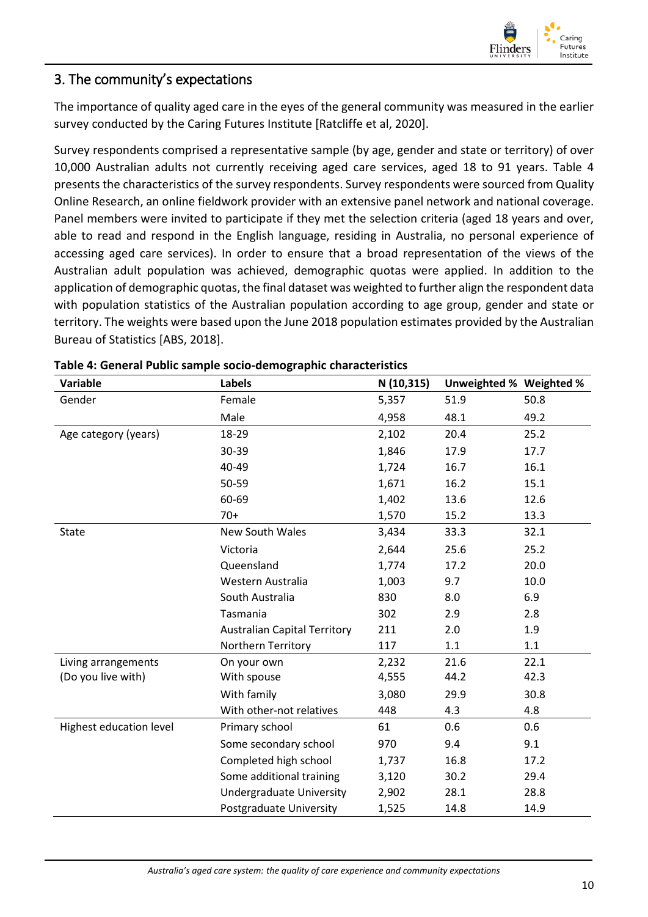## 3. The community's expectations

The importance of quality aged care in the eyes of the general community was measured in the earlier survey conducted by the Caring Futures Institute [Ratcliffe et al, 2020].

Survey respondents comprised a representative sample (by age, gender and state or territory) of over 10,000 Australian adults not currently receiving aged care services, aged 18 to 91 years. Table 4 presents the characteristics of the survey respondents. Survey respondents were sourced from Quality Online Research, an online fieldwork provider with an extensive panel network and national coverage. Panel members were invited to participate if they met the selection criteria (aged 18 years and over, able to read and respond in the English language, residing in Australia, no personal experience of accessing aged care services). In order to ensure that a broad representation of the views of the Australian adult population was achieved, demographic quotas were applied. In addition to the application of demographic quotas, the final dataset was weighted to further align the respondent data with population statistics of the Australian population according to age group, gender and state or territory. The weights were based upon the June 2018 population estimates provided by the Australian Bureau of Statistics [ABS, 2018].

**Table 4: General Public sample socio-demographic characteristics**

| Variable | Labels | N (10,315) | Unweighted % | Weighted % |
|---|---|---|---|---|
| Gender | Female | 5,357 | 51.9 | 50.8 |
| | Male | 4,958 | 48.1 | 49.2 |
| Age category (years) | 18-29 | 2,102 | 20.4 | 25.2 |
| | 30-39 | 1,846 | 17.9 | 17.7 |
| | 40-49 | 1,724 | 16.7 | 16.1 |
| | 50-59 | 1,671 | 16.2 | 15.1 |
| | 60-69 | 1,402 | 13.6 | 12.6 |
| | 70+ | 1,570 | 15.2 | 13.3 |
| State | New South Wales | 3,434 | 33.3 | 32.1 |
| | Victoria | 2,644 | 25.6 | 25.2 |
| | Queensland | 1,774 | 17.2 | 20.0 |
| | Western Australia | 1,003 | 9.7 | 10.0 |
| | South Australia | 830 | 8.0 | 6.9 |
| | Tasmania | 302 | 2.9 | 2.8 |
| | Australian Capital Territory | 211 | 2.0 | 1.9 |
| | Northern Territory | 117 | 1.1 | 1.1 |
| Living arrangements (Do you live with) | On your own | 2,232 | 21.6 | 22.1 |
| | With spouse | 4,555 | 44.2 | 42.3 |
| | With family | 3,080 | 29.9 | 30.8 |
| | With other-not relatives | 448 | 4.3 | 4.8 |
| Highest education level | Primary school | 61 | 0.6 | 0.6 |
| | Some secondary school | 970 | 9.4 | 9.1 |
| | Completed high school | 1,737 | 16.8 | 17.2 |
| | Some additional training | 3,120 | 30.2 | 29.4 |
| | Undergraduate University | 2,902 | 28.1 | 28.8 |
| | Postgraduate University | 1,525 | 14.8 | 14.9 |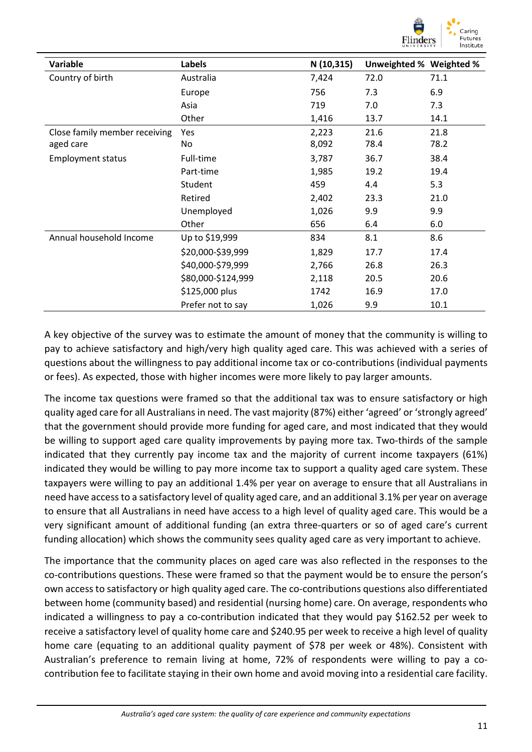| Variable | Labels | N (10,315) | Unweighted % | Weighted % |
|---|---|---|---|---|
| Country of birth | Australia | 7,424 | 72.0 | 71.1 |
| | Europe | 756 | 7.3 | 6.9 |
| | Asia | 719 | 7.0 | 7.3 |
| | Other | 1,416 | 13.7 | 14.1 |
| Close family member receiving aged care | Yes | 2,223 | 21.6 | 21.8 |
| | No | 8,092 | 78.4 | 78.2 |
| Employment status | Full-time | 3,787 | 36.7 | 38.4 |
| | Part-time | 1,985 | 19.2 | 19.4 |
| | Student | 459 | 4.4 | 5.3 |
| | Retired | 2,402 | 23.3 | 21.0 |
| | Unemployed | 1,026 | 9.9 | 9.9 |
| | Other | 656 | 6.4 | 6.0 |
| Annual household Income | Up to $19,999 | 834 | 8.1 | 8.6 |
| | $20,000-$39,999 | 1,829 | 17.7 | 17.4 |
| | $40,000-$79,999 | 2,766 | 26.8 | 26.3 |
| | $80,000-$124,999 | 2,118 | 20.5 | 20.6 |
| | $125,000 plus | 1742 | 16.9 | 17.0 |
| | Prefer not to say | 1,026 | 9.9 | 10.1 |

A key objective of the survey was to estimate the amount of money that the community is willing to pay to achieve satisfactory and high/very high quality aged care. This was achieved with a series of questions about the willingness to pay additional income tax or co-contributions (individual payments or fees). As expected, those with higher incomes were more likely to pay larger amounts.

The income tax questions were framed so that the additional tax was to ensure satisfactory or high quality aged care for all Australians in need. The vast majority (87%) either 'agreed' or 'strongly agreed' that the government should provide more funding for aged care, and most indicated that they would be willing to support aged care quality improvements by paying more tax. Two-thirds of the sample indicated that they currently pay income tax and the majority of current income taxpayers (61%) indicated they would be willing to pay more income tax to support a quality aged care system. These taxpayers were willing to pay an additional 1.4% per year on average to ensure that all Australians in need have access to a satisfactory level of quality aged care, and an additional 3.1% per year on average to ensure that all Australians in need have access to a high level of quality aged care. This would be a very significant amount of additional funding (an extra three-quarters or so of aged care's current funding allocation) which shows the community sees quality aged care as very important to achieve.

The importance that the community places on aged care was also reflected in the responses to the co-contributions questions. These were framed so that the payment would be to ensure the person's own access to satisfactory or high quality aged care. The co-contributions questions also differentiated between home (community based) and residential (nursing home) care. On average, respondents who indicated a willingness to pay a co-contribution indicated that they would pay $162.52 per week to receive a satisfactory level of quality home care and $240.95 per week to receive a high level of quality home care (equating to an additional quality payment of $78 per week or 48%). Consistent with Australian's preference to remain living at home, 72% of respondents were willing to pay a co-contribution fee to facilitate staying in their own home and avoid moving into a residential care facility.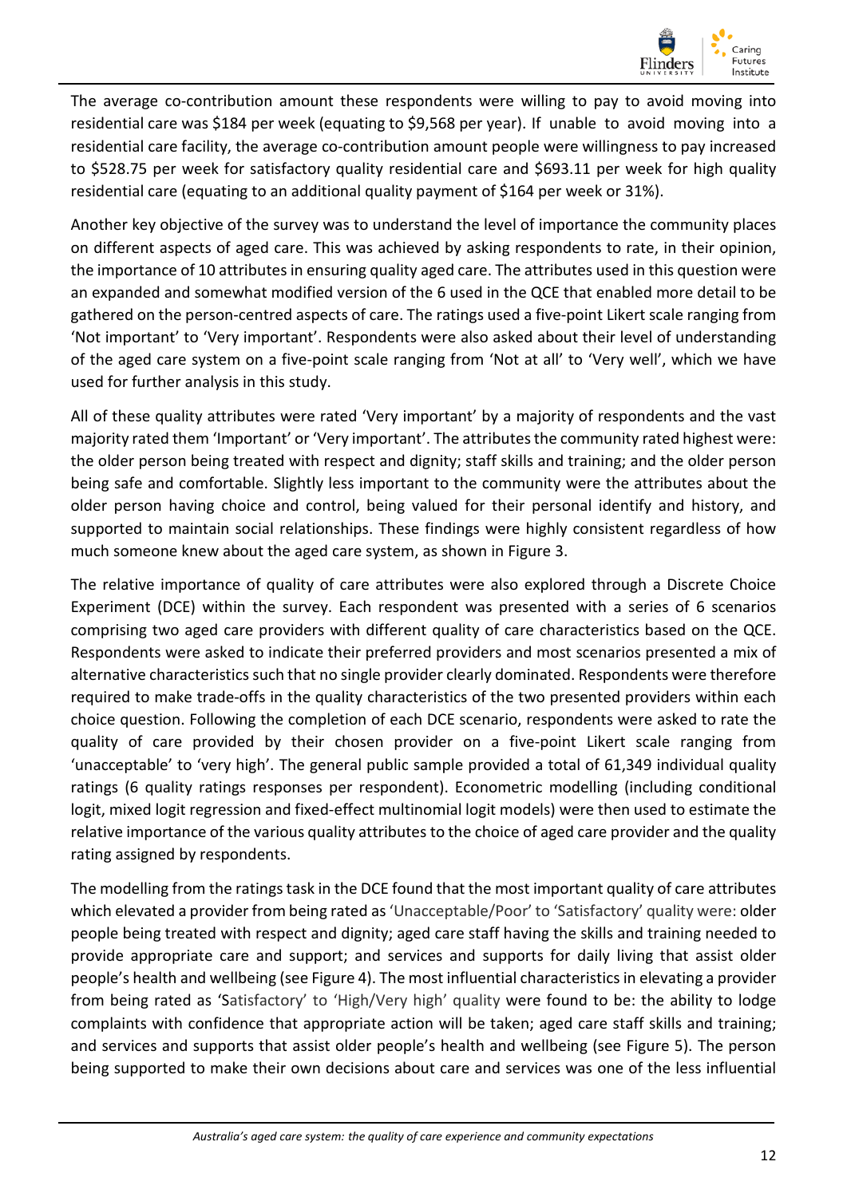The average co-contribution amount these respondents were willing to pay to avoid moving into residential care was $184 per week (equating to $9,568 per year). If unable to avoid moving into a residential care facility, the average co-contribution amount people were willingness to pay increased to $528.75 per week for satisfactory quality residential care and $693.11 per week for high quality residential care (equating to an additional quality payment of $164 per week or 31%).

Another key objective of the survey was to understand the level of importance the community places on different aspects of aged care. This was achieved by asking respondents to rate, in their opinion, the importance of 10 attributes in ensuring quality aged care. The attributes used in this question were an expanded and somewhat modified version of the 6 used in the QCE that enabled more detail to be gathered on the person-centred aspects of care. The ratings used a five-point Likert scale ranging from 'Not important' to 'Very important'. Respondents were also asked about their level of understanding of the aged care system on a five-point scale ranging from 'Not at all' to 'Very well', which we have used for further analysis in this study.

All of these quality attributes were rated 'Very important' by a majority of respondents and the vast majority rated them 'Important' or 'Very important'. The attributes the community rated highest were: the older person being treated with respect and dignity; staff skills and training; and the older person being safe and comfortable. Slightly less important to the community were the attributes about the older person having choice and control, being valued for their personal identify and history, and supported to maintain social relationships. These findings were highly consistent regardless of how much someone knew about the aged care system, as shown in Figure 3.

The relative importance of quality of care attributes were also explored through a Discrete Choice Experiment (DCE) within the survey. Each respondent was presented with a series of 6 scenarios comprising two aged care providers with different quality of care characteristics based on the QCE. Respondents were asked to indicate their preferred providers and most scenarios presented a mix of alternative characteristics such that no single provider clearly dominated. Respondents were therefore required to make trade-offs in the quality characteristics of the two presented providers within each choice question. Following the completion of each DCE scenario, respondents were asked to rate the quality of care provided by their chosen provider on a five-point Likert scale ranging from 'unacceptable' to 'very high'. The general public sample provided a total of 61,349 individual quality ratings (6 quality ratings responses per respondent). Econometric modelling (including conditional logit, mixed logit regression and fixed-effect multinomial logit models) were then used to estimate the relative importance of the various quality attributes to the choice of aged care provider and the quality rating assigned by respondents.

The modelling from the ratings task in the DCE found that the most important quality of care attributes which elevated a provider from being rated as 'Unacceptable/Poor' to 'Satisfactory' quality were: older people being treated with respect and dignity; aged care staff having the skills and training needed to provide appropriate care and support; and services and supports for daily living that assist older people's health and wellbeing (see Figure 4). The most influential characteristics in elevating a provider from being rated as 'Satisfactory' to 'High/Very high' quality were found to be: the ability to lodge complaints with confidence that appropriate action will be taken; aged care staff skills and training; and services and supports that assist older people's health and wellbeing (see Figure 5). The person being supported to make their own decisions about care and services was one of the less influential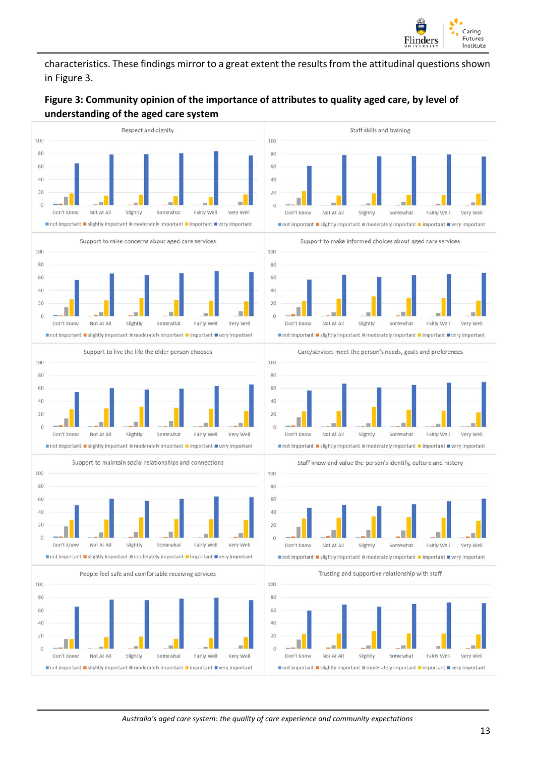characteristics. These findings mirror to a great extent the results from the attitudinal questions shown in Figure 3.

**Figure 3: Community opinion of the importance of attributes to quality aged care, by level of understanding of the aged care system**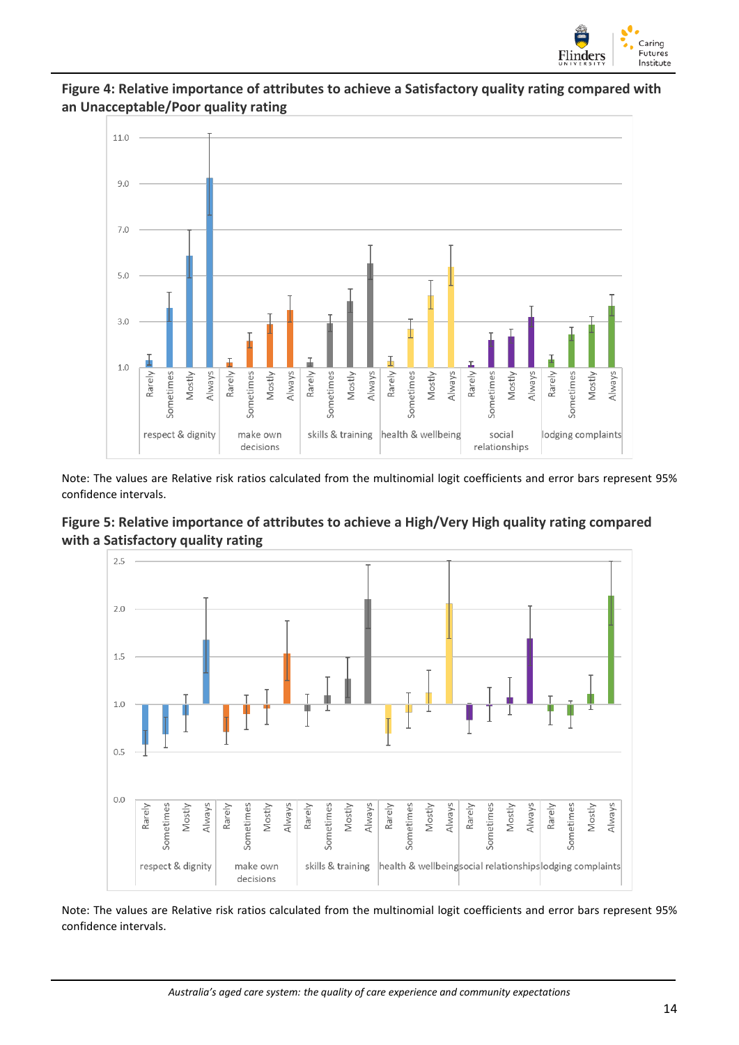**Figure 4: Relative importance of attributes to achieve a Satisfactory quality rating compared with an Unacceptable/Poor quality rating**

Note: The values are Relative risk ratios calculated from the multinomial logit coefficients and error bars represent 95% confidence intervals.

**Figure 5: Relative importance of attributes to achieve a High/Very High quality rating compared with a Satisfactory quality rating**

Note: The values are Relative risk ratios calculated from the multinomial logit coefficients and error bars represent 95% confidence intervals.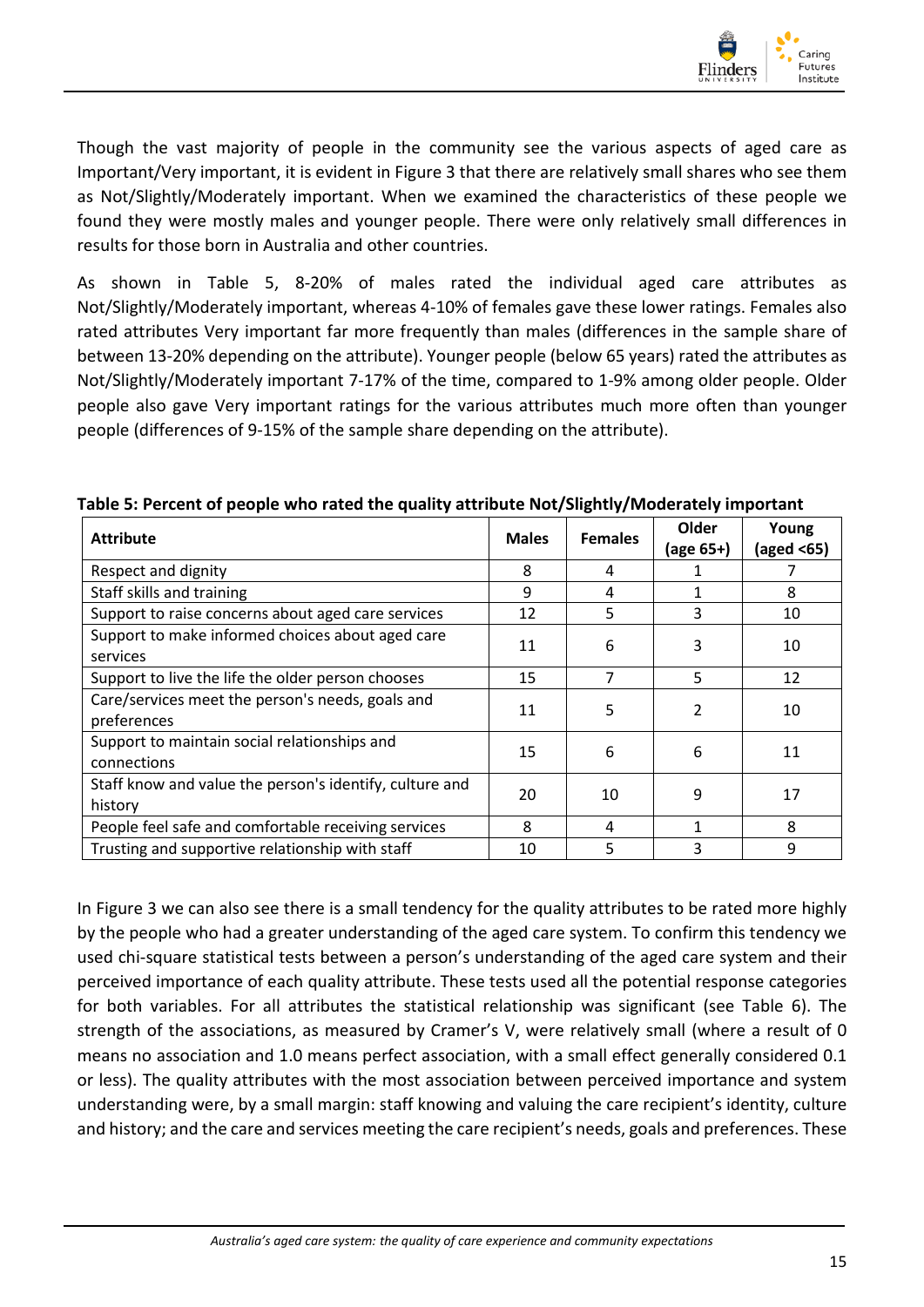Though the vast majority of people in the community see the various aspects of aged care as Important/Very important, it is evident in Figure 3 that there are relatively small shares who see them as Not/Slightly/Moderately important. When we examined the characteristics of these people we found they were mostly males and younger people. There were only relatively small differences in results for those born in Australia and other countries.

As shown in Table 5, 8-20% of males rated the individual aged care attributes as Not/Slightly/Moderately important, whereas 4-10% of females gave these lower ratings. Females also rated attributes Very important far more frequently than males (differences in the sample share of between 13-20% depending on the attribute). Younger people (below 65 years) rated the attributes as Not/Slightly/Moderately important 7-17% of the time, compared to 1-9% among older people. Older people also gave Very important ratings for the various attributes much more often than younger people (differences of 9-15% of the sample share depending on the attribute).

**Table 5: Percent of people who rated the quality attribute Not/Slightly/Moderately important**

| Attribute | Males | Females | Older (age 65+) | Young (aged <65) |
|---|---|---|---|---|
| Respect and dignity | 8 | 4 | 1 | 7 |
| Staff skills and training | 9 | 4 | 1 | 8 |
| Support to raise concerns about aged care services | 12 | 5 | 3 | 10 |
| Support to make informed choices about aged care services | 11 | 6 | 3 | 10 |
| Support to live the life the older person chooses | 15 | 7 | 5 | 12 |
| Care/services meet the person's needs, goals and preferences | 11 | 5 | 2 | 10 |
| Support to maintain social relationships and connections | 15 | 6 | 6 | 11 |
| Staff know and value the person's identify, culture and history | 20 | 10 | 9 | 17 |
| People feel safe and comfortable receiving services | 8 | 4 | 1 | 8 |
| Trusting and supportive relationship with staff | 10 | 5 | 3 | 9 |

In Figure 3 we can also see there is a small tendency for the quality attributes to be rated more highly by the people who had a greater understanding of the aged care system. To confirm this tendency we used chi-square statistical tests between a person's understanding of the aged care system and their perceived importance of each quality attribute. These tests used all the potential response categories for both variables. For all attributes the statistical relationship was significant (see Table 6). The strength of the associations, as measured by Cramer's V, were relatively small (where a result of 0 means no association and 1.0 means perfect association, with a small effect generally considered 0.1 or less). The quality attributes with the most association between perceived importance and system understanding were, by a small margin: staff knowing and valuing the care recipient's identity, culture and history; and the care and services meeting the care recipient's needs, goals and preferences. These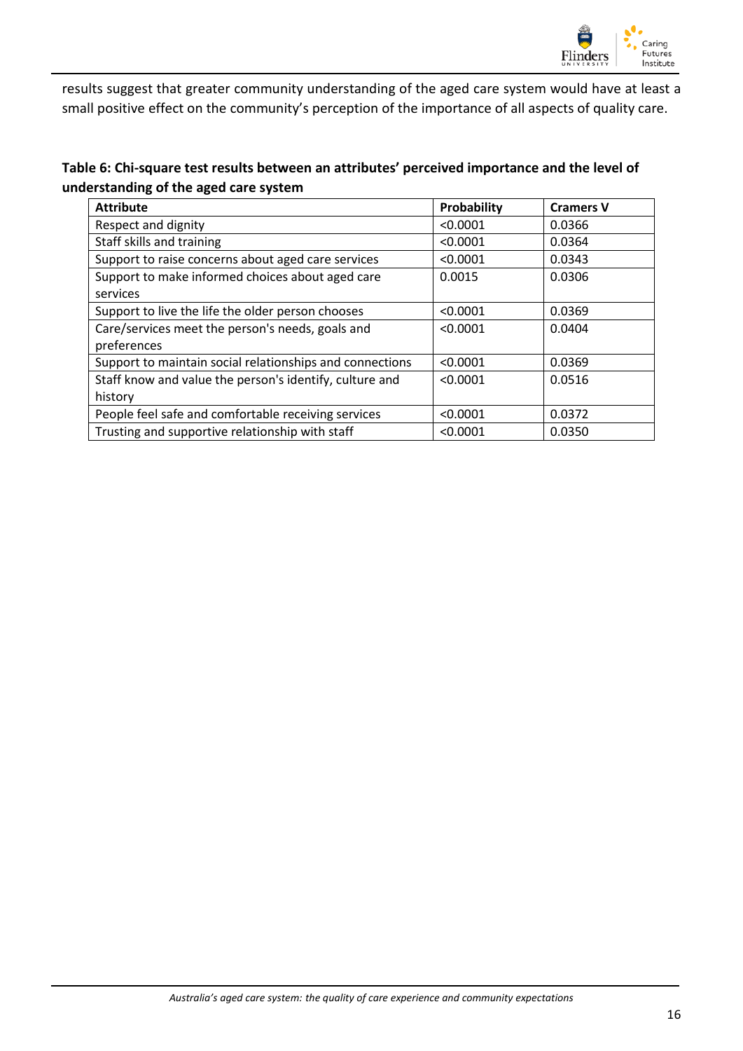results suggest that greater community understanding of the aged care system would have at least a small positive effect on the community's perception of the importance of all aspects of quality care.

**Table 6: Chi-square test results between an attributes' perceived importance and the level of understanding of the aged care system**

| Attribute | Probability | Cramers V |
|---|---|---|
| Respect and dignity | <0.0001 | 0.0366 |
| Staff skills and training | <0.0001 | 0.0364 |
| Support to raise concerns about aged care services | <0.0001 | 0.0343 |
| Support to make informed choices about aged care services | 0.0015 | 0.0306 |
| Support to live the life the older person chooses | <0.0001 | 0.0369 |
| Care/services meet the person's needs, goals and preferences | <0.0001 | 0.0404 |
| Support to maintain social relationships and connections | <0.0001 | 0.0369 |
| Staff know and value the person's identify, culture and history | <0.0001 | 0.0516 |
| People feel safe and comfortable receiving services | <0.0001 | 0.0372 |
| Trusting and supportive relationship with staff | <0.0001 | 0.0350 |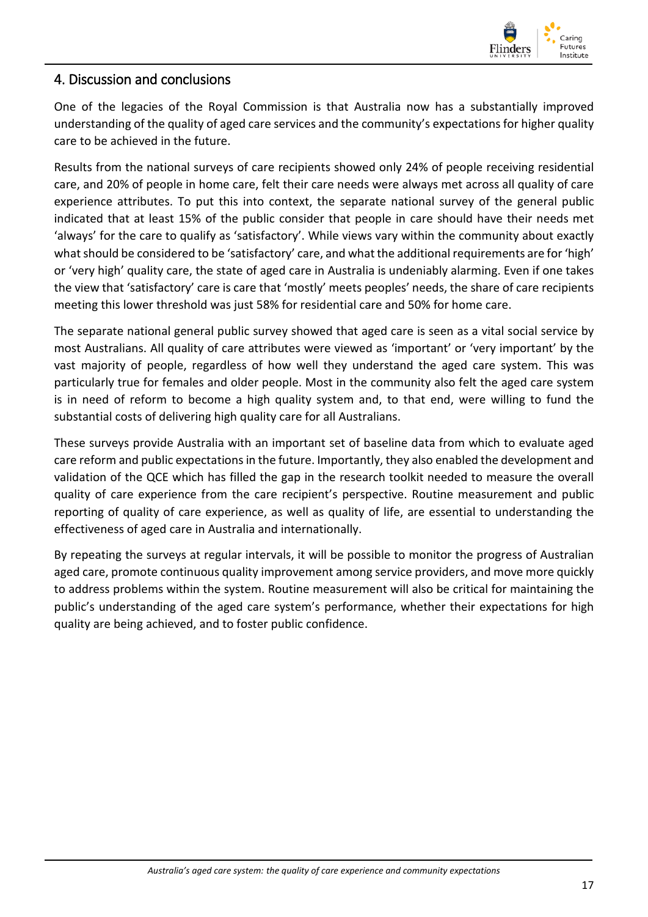## 4. Discussion and conclusions

One of the legacies of the Royal Commission is that Australia now has a substantially improved understanding of the quality of aged care services and the community's expectations for higher quality care to be achieved in the future.

Results from the national surveys of care recipients showed only 24% of people receiving residential care, and 20% of people in home care, felt their care needs were always met across all quality of care experience attributes. To put this into context, the separate national survey of the general public indicated that at least 15% of the public consider that people in care should have their needs met 'always' for the care to qualify as 'satisfactory'. While views vary within the community about exactly what should be considered to be 'satisfactory' care, and what the additional requirements are for 'high' or 'very high' quality care, the state of aged care in Australia is undeniably alarming. Even if one takes the view that 'satisfactory' care is care that 'mostly' meets peoples' needs, the share of care recipients meeting this lower threshold was just 58% for residential care and 50% for home care.

The separate national general public survey showed that aged care is seen as a vital social service by most Australians. All quality of care attributes were viewed as 'important' or 'very important' by the vast majority of people, regardless of how well they understand the aged care system. This was particularly true for females and older people. Most in the community also felt the aged care system is in need of reform to become a high quality system and, to that end, were willing to fund the substantial costs of delivering high quality care for all Australians.

These surveys provide Australia with an important set of baseline data from which to evaluate aged care reform and public expectations in the future. Importantly, they also enabled the development and validation of the QCE which has filled the gap in the research toolkit needed to measure the overall quality of care experience from the care recipient's perspective. Routine measurement and public reporting of quality of care experience, as well as quality of life, are essential to understanding the effectiveness of aged care in Australia and internationally.

By repeating the surveys at regular intervals, it will be possible to monitor the progress of Australian aged care, promote continuous quality improvement among service providers, and move more quickly to address problems within the system. Routine measurement will also be critical for maintaining the public's understanding of the aged care system's performance, whether their expectations for high quality are being achieved, and to foster public confidence.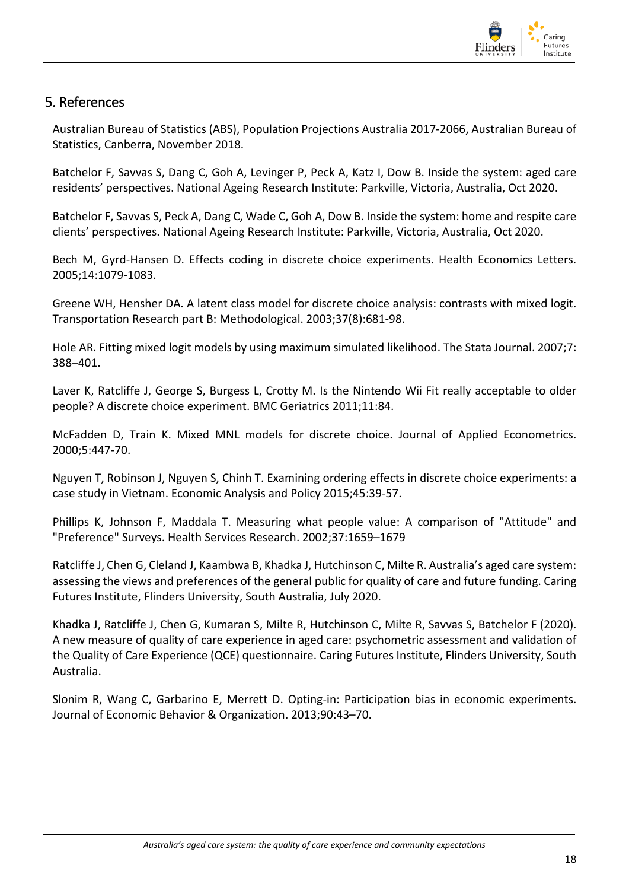## 5. References

Australian Bureau of Statistics (ABS), Population Projections Australia 2017-2066, Australian Bureau of Statistics, Canberra, November 2018.

Batchelor F, Savvas S, Dang C, Goh A, Levinger P, Peck A, Katz I, Dow B. Inside the system: aged care residents' perspectives. National Ageing Research Institute: Parkville, Victoria, Australia, Oct 2020.

Batchelor F, Savvas S, Peck A, Dang C, Wade C, Goh A, Dow B. Inside the system: home and respite care clients' perspectives. National Ageing Research Institute: Parkville, Victoria, Australia, Oct 2020.

Bech M, Gyrd-Hansen D. Effects coding in discrete choice experiments. Health Economics Letters. 2005;14:1079-1083.

Greene WH, Hensher DA. A latent class model for discrete choice analysis: contrasts with mixed logit. Transportation Research part B: Methodological. 2003;37(8):681-98.

Hole AR. Fitting mixed logit models by using maximum simulated likelihood. The Stata Journal. 2007;7: 388–401.

Laver K, Ratcliffe J, George S, Burgess L, Crotty M. Is the Nintendo Wii Fit really acceptable to older people? A discrete choice experiment. BMC Geriatrics 2011;11:84.

McFadden D, Train K. Mixed MNL models for discrete choice. Journal of Applied Econometrics. 2000;5:447-70.

Nguyen T, Robinson J, Nguyen S, Chinh T. Examining ordering effects in discrete choice experiments: a case study in Vietnam. Economic Analysis and Policy 2015;45:39-57.

Phillips K, Johnson F, Maddala T. Measuring what people value: A comparison of "Attitude" and "Preference" Surveys. Health Services Research. 2002;37:1659–1679

Ratcliffe J, Chen G, Cleland J, Kaambwa B, Khadka J, Hutchinson C, Milte R. Australia's aged care system: assessing the views and preferences of the general public for quality of care and future funding. Caring Futures Institute, Flinders University, South Australia, July 2020.

Khadka J, Ratcliffe J, Chen G, Kumaran S, Milte R, Hutchinson C, Milte R, Savvas S, Batchelor F (2020). A new measure of quality of care experience in aged care: psychometric assessment and validation of the Quality of Care Experience (QCE) questionnaire. Caring Futures Institute, Flinders University, South Australia.

Slonim R, Wang C, Garbarino E, Merrett D. Opting-in: Participation bias in economic experiments. Journal of Economic Behavior & Organization. 2013;90:43–70.